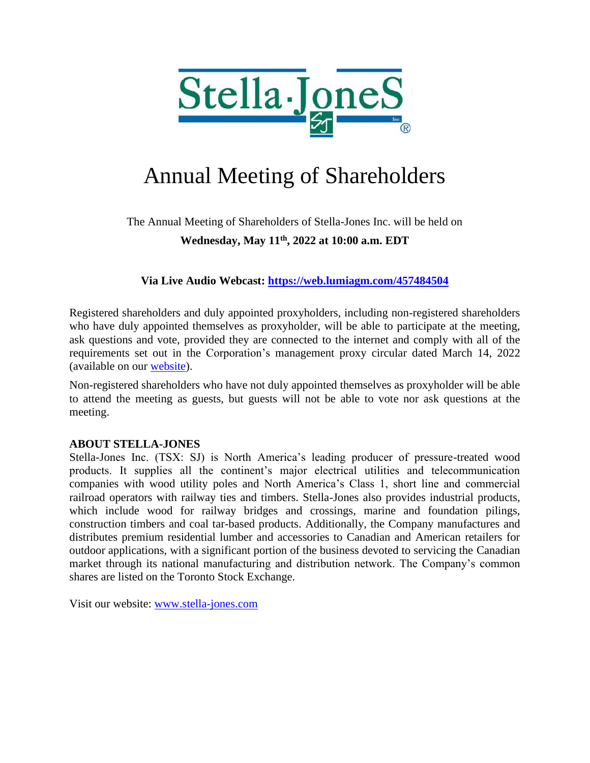# Annual Meeting of Shareholders

The Annual Meeting of Shareholders of Stella-Jones Inc. will be held on

**Wednesday, May 11th, 2022 at 10:00 a.m. EDT**

**Via Live Audio Webcast: https://web.lumiagm.com/457484504**

Registered shareholders and duly appointed proxyholders, including non-registered shareholders who have duly appointed themselves as proxyholder, will be able to participate at the meeting, ask questions and vote, provided they are connected to the internet and comply with all of the requirements set out in the Corporation's management proxy circular dated March 14, 2022 (available on our website).

Non-registered shareholders who have not duly appointed themselves as proxyholder will be able to attend the meeting as guests, but guests will not be able to vote nor ask questions at the meeting.

**ABOUT STELLA-JONES**

Stella-Jones Inc. (TSX: SJ) is North America's leading producer of pressure-treated wood products. It supplies all the continent's major electrical utilities and telecommunication companies with wood utility poles and North America's Class 1, short line and commercial railroad operators with railway ties and timbers. Stella-Jones also provides industrial products, which include wood for railway bridges and crossings, marine and foundation pilings, construction timbers and coal tar-based products. Additionally, the Company manufactures and distributes premium residential lumber and accessories to Canadian and American retailers for outdoor applications, with a significant portion of the business devoted to servicing the Canadian market through its national manufacturing and distribution network. The Company's common shares are listed on the Toronto Stock Exchange.

Visit our website: www.stella-jones.com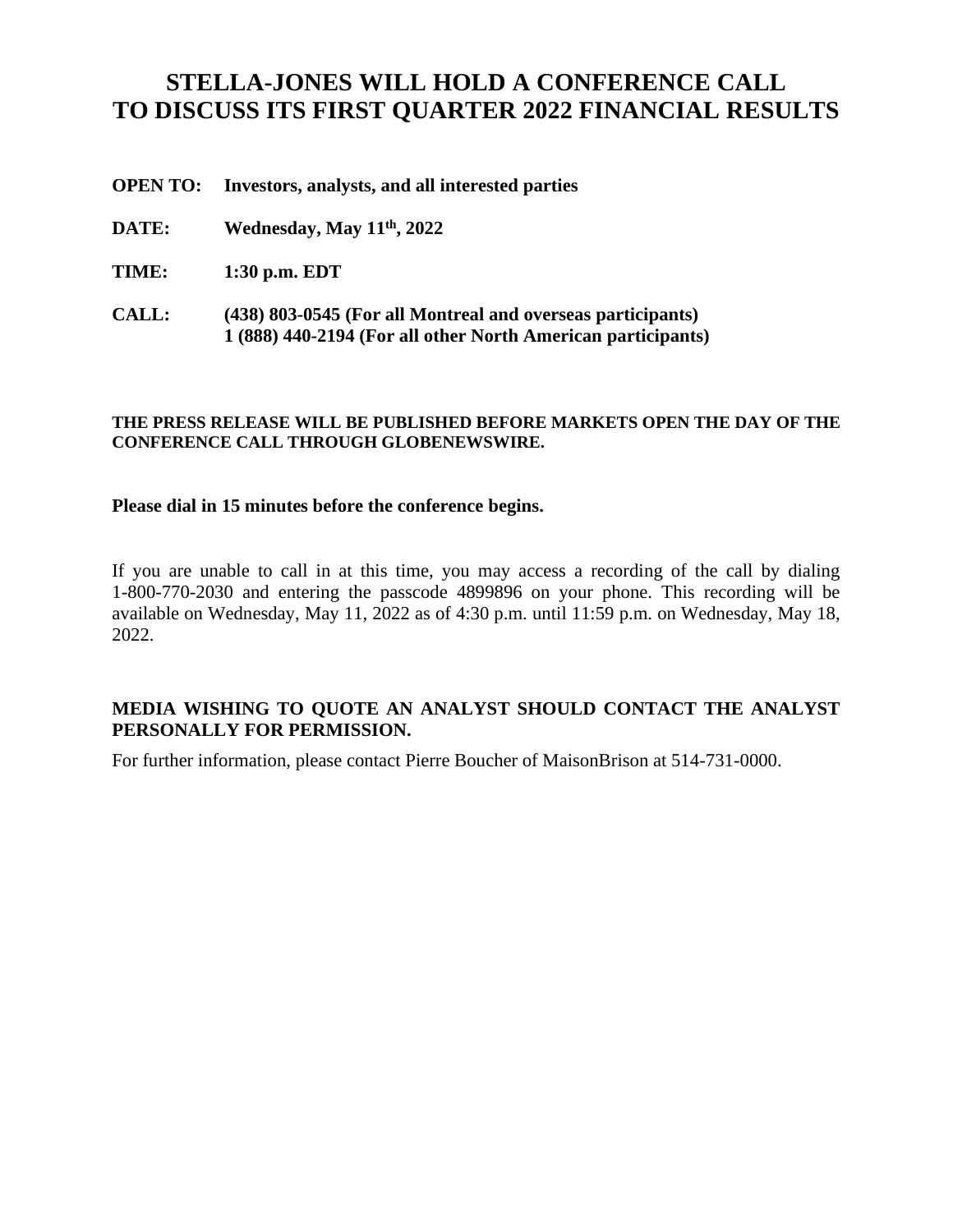# STELLA-JONES WILL HOLD A CONFERENCE CALL TO DISCUSS ITS FIRST QUARTER 2022 FINANCIAL RESULTS

**OPEN TO:** **Investors, analysts, and all interested parties**

**DATE:** **Wednesday, May 11th, 2022**

**TIME:** **1:30 p.m. EDT**

**CALL:** **(438) 803-0545 (For all Montreal and overseas participants)**
**1 (888) 440-2194 (For all other North American participants)**

**THE PRESS RELEASE WILL BE PUBLISHED BEFORE MARKETS OPEN THE DAY OF THE CONFERENCE CALL THROUGH GLOBENEWSWIRE.**

**Please dial in 15 minutes before the conference begins.**

If you are unable to call in at this time, you may access a recording of the call by dialing 1-800-770-2030 and entering the passcode 4899896 on your phone. This recording will be available on Wednesday, May 11, 2022 as of 4:30 p.m. until 11:59 p.m. on Wednesday, May 18, 2022.

**MEDIA WISHING TO QUOTE AN ANALYST SHOULD CONTACT THE ANALYST PERSONALLY FOR PERMISSION.**

For further information, please contact Pierre Boucher of MaisonBrison at 514-731-0000.